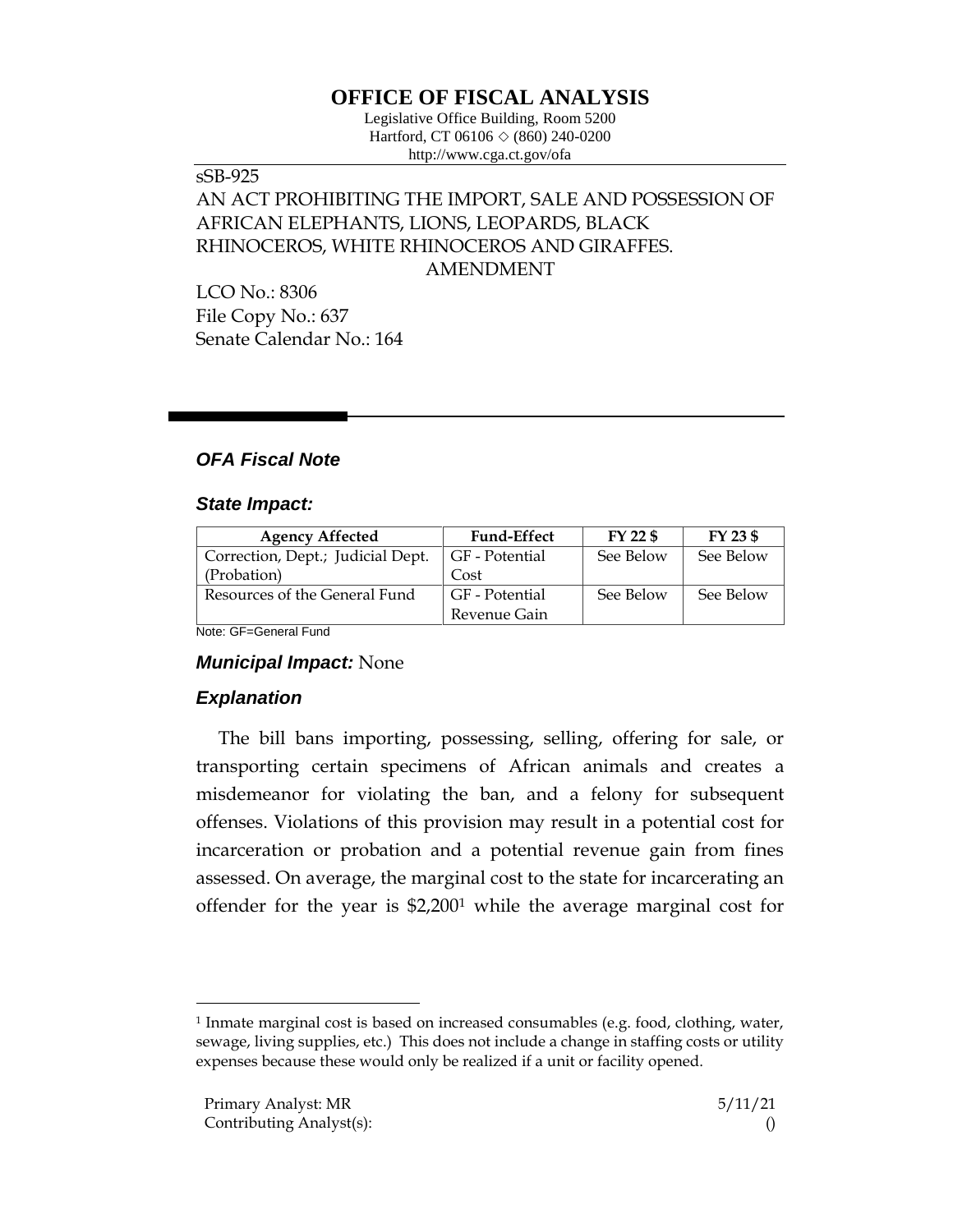# OFFICE OF FISCAL ANALYSIS

Legislative Office Building, Room 5200
Hartford, CT 06106 ◇ (860) 240-0200
http://www.cga.ct.gov/ofa

sSB-925
AN ACT PROHIBITING THE IMPORT, SALE AND POSSESSION OF AFRICAN ELEPHANTS, LIONS, LEOPARDS, BLACK RHINOCEROS, WHITE RHINOCEROS AND GIRAFFES.
AMENDMENT

LCO No.: 8306
File Copy No.: 637
Senate Calendar No.: 164

## *OFA Fiscal Note*

### *State Impact:*

| Agency Affected | Fund-Effect | FY 22 $ | FY 23 $ |
|---|---|---|---|
| Correction, Dept.; Judicial Dept. (Probation) | GF - Potential Cost | See Below | See Below |
| Resources of the General Fund | GF - Potential Revenue Gain | See Below | See Below |

Note: GF=General Fund

### *Municipal Impact:* None

### *Explanation*

The bill bans importing, possessing, selling, offering for sale, or transporting certain specimens of African animals and creates a misdemeanor for violating the ban, and a felony for subsequent offenses. Violations of this provision may result in a potential cost for incarceration or probation and a potential revenue gain from fines assessed. On average, the marginal cost to the state for incarcerating an offender for the year is $2,200[1] while the average marginal cost for

[1] Inmate marginal cost is based on increased consumables (e.g. food, clothing, water, sewage, living supplies, etc.) This does not include a change in staffing costs or utility expenses because these would only be realized if a unit or facility opened.

Primary Analyst: MR 5/11/21
Contributing Analyst(s): ()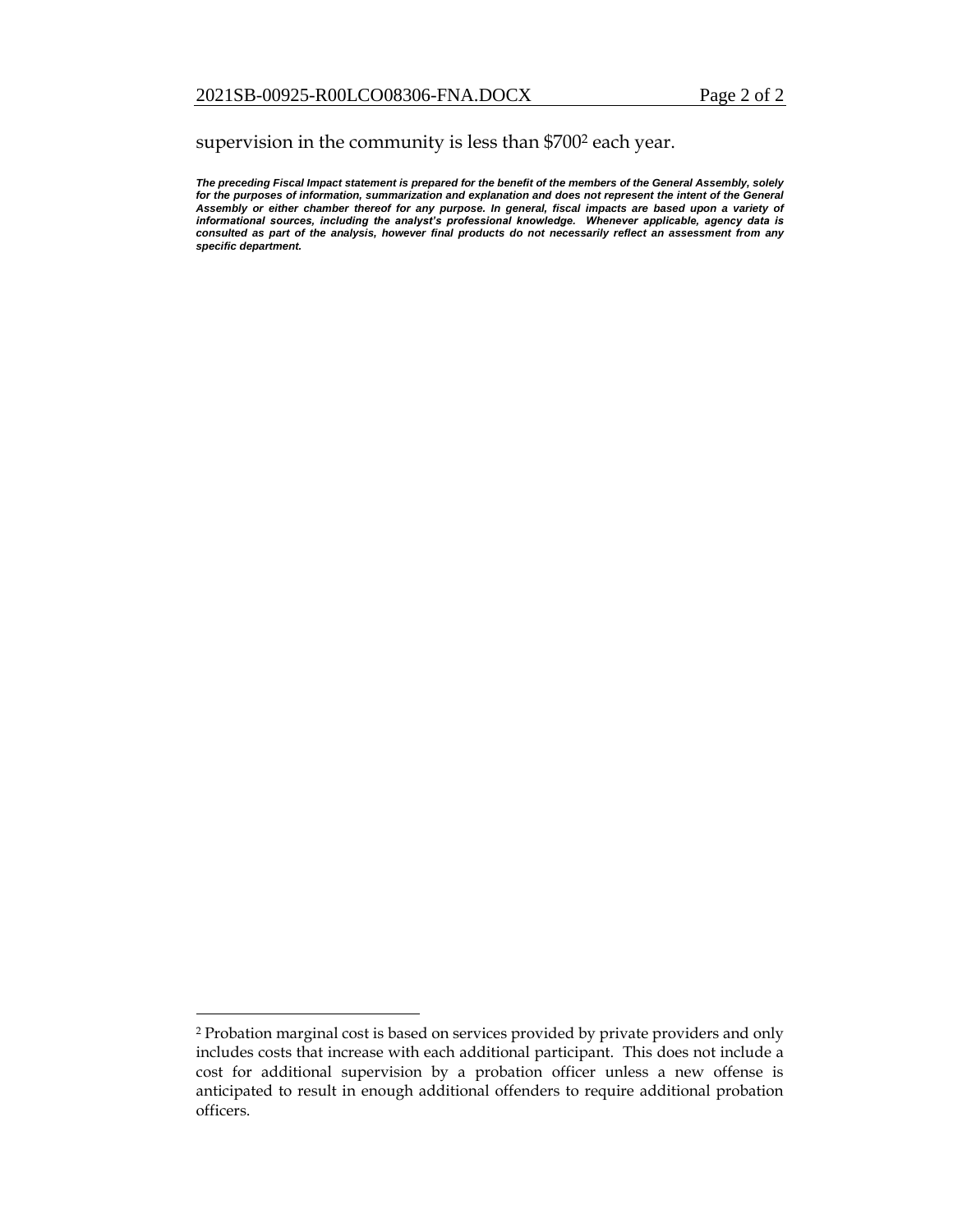supervision in the community is less than $700[2] each year.

***The preceding Fiscal Impact statement is prepared for the benefit of the members of the General Assembly, solely for the purposes of information, summarization and explanation and does not represent the intent of the General Assembly or either chamber thereof for any purpose. In general, fiscal impacts are based upon a variety of informational sources, including the analyst's professional knowledge. Whenever applicable, agency data is consulted as part of the analysis, however final products do not necessarily reflect an assessment from any specific department.***

[2] Probation marginal cost is based on services provided by private providers and only includes costs that increase with each additional participant. This does not include a cost for additional supervision by a probation officer unless a new offense is anticipated to result in enough additional offenders to require additional probation officers.